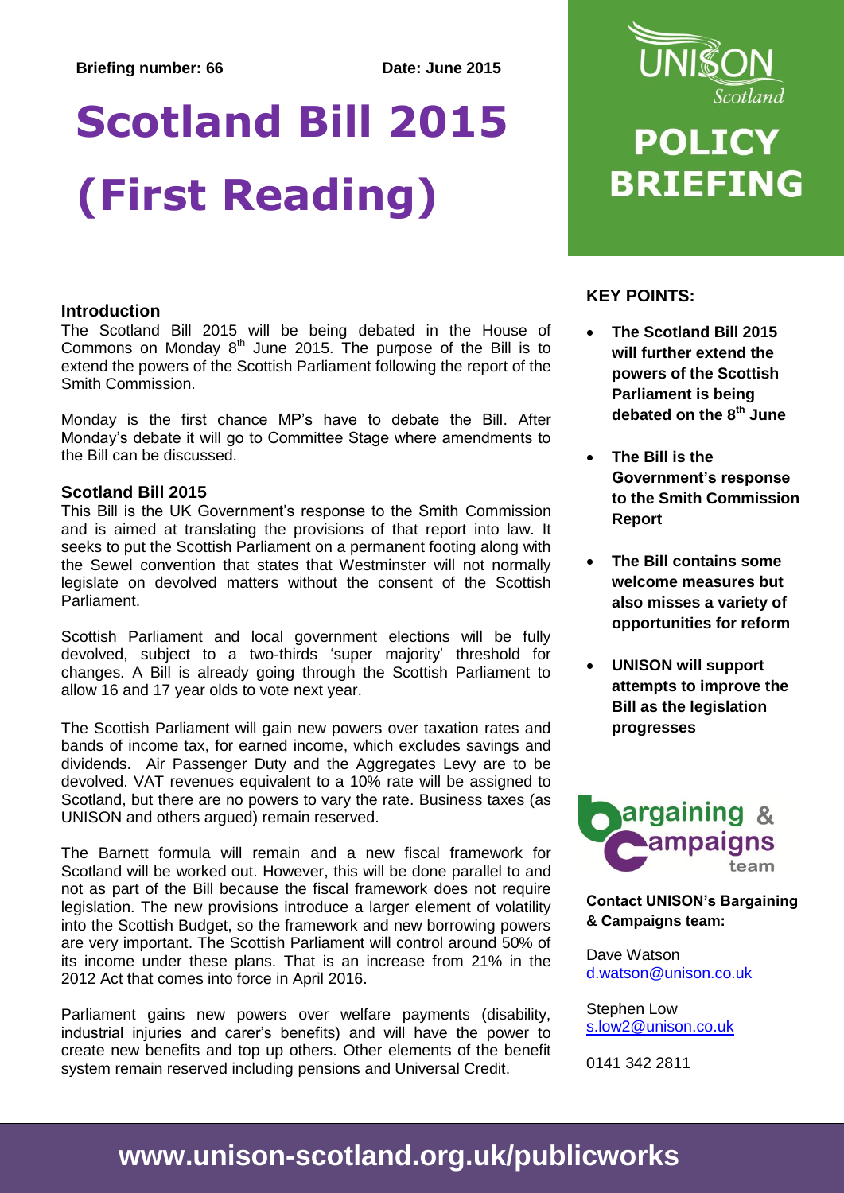**Briefing number: 66** **Date: June 2015**

# Scotland Bill 2015 (First Reading)

UNISON Scotland

**POLICY BRIEFING**

## Introduction

The Scotland Bill 2015 will be being debated in the House of Commons on Monday 8th June 2015. The purpose of the Bill is to extend the powers of the Scottish Parliament following the report of the Smith Commission.

Monday is the first chance MP's have to debate the Bill. After Monday's debate it will go to Committee Stage where amendments to the Bill can be discussed.

## Scotland Bill 2015

This Bill is the UK Government's response to the Smith Commission and is aimed at translating the provisions of that report into law. It seeks to put the Scottish Parliament on a permanent footing along with the Sewel convention that states that Westminster will not normally legislate on devolved matters without the consent of the Scottish Parliament.

Scottish Parliament and local government elections will be fully devolved, subject to a two-thirds 'super majority' threshold for changes. A Bill is already going through the Scottish Parliament to allow 16 and 17 year olds to vote next year.

The Scottish Parliament will gain new powers over taxation rates and bands of income tax, for earned income, which excludes savings and dividends. Air Passenger Duty and the Aggregates Levy are to be devolved. VAT revenues equivalent to a 10% rate will be assigned to Scotland, but there are no powers to vary the rate. Business taxes (as UNISON and others argued) remain reserved.

The Barnett formula will remain and a new fiscal framework for Scotland will be worked out. However, this will be done parallel to and not as part of the Bill because the fiscal framework does not require legislation. The new provisions introduce a larger element of volatility into the Scottish Budget, so the framework and new borrowing powers are very important. The Scottish Parliament will control around 50% of its income under these plans. That is an increase from 21% in the 2012 Act that comes into force in April 2016.

Parliament gains new powers over welfare payments (disability, industrial injuries and carer's benefits) and will have the power to create new benefits and top up others. Other elements of the benefit system remain reserved including pensions and Universal Credit.

## KEY POINTS:

- **The Scotland Bill 2015 will further extend the powers of the Scottish Parliament is being debated on the 8th June**
- **The Bill is the Government's response to the Smith Commission Report**
- **The Bill contains some welcome measures but also misses a variety of opportunities for reform**
- **UNISON will support attempts to improve the Bill as the legislation progresses**

Bargaining & Campaigns team

**Contact UNISON's Bargaining & Campaigns team:**

Dave Watson
d.watson@unison.co.uk

Stephen Low
s.low2@unison.co.uk

0141 342 2811

**www.unison-scotland.org.uk/publicworks**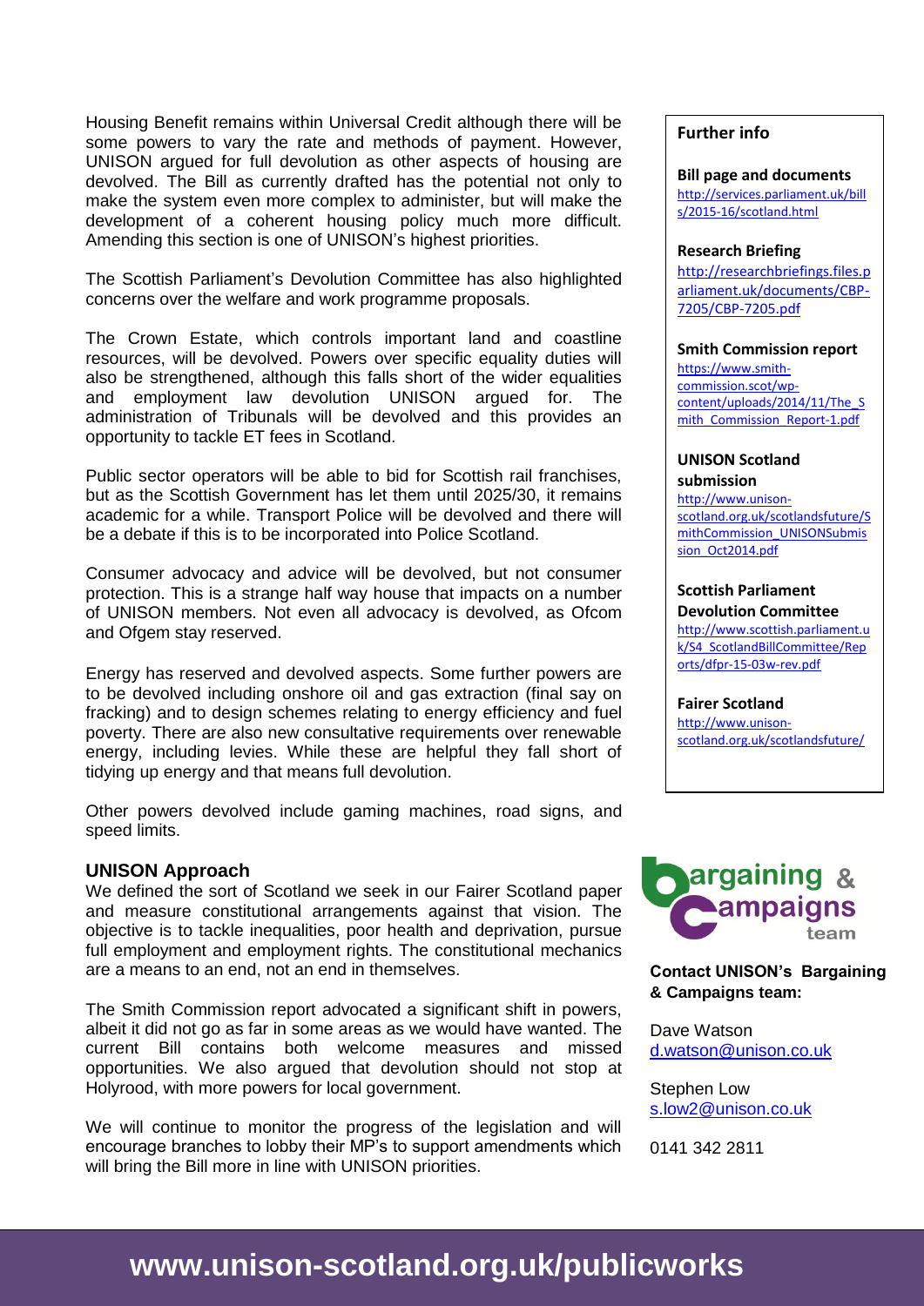Housing Benefit remains within Universal Credit although there will be some powers to vary the rate and methods of payment. However, UNISON argued for full devolution as other aspects of housing are devolved. The Bill as currently drafted has the potential not only to make the system even more complex to administer, but will make the development of a coherent housing policy much more difficult. Amending this section is one of UNISON's highest priorities.

The Scottish Parliament's Devolution Committee has also highlighted concerns over the welfare and work programme proposals.

The Crown Estate, which controls important land and coastline resources, will be devolved. Powers over specific equality duties will also be strengthened, although this falls short of the wider equalities and employment law devolution UNISON argued for. The administration of Tribunals will be devolved and this provides an opportunity to tackle ET fees in Scotland.

Public sector operators will be able to bid for Scottish rail franchises, but as the Scottish Government has let them until 2025/30, it remains academic for a while. Transport Police will be devolved and there will be a debate if this is to be incorporated into Police Scotland.

Consumer advocacy and advice will be devolved, but not consumer protection. This is a strange half way house that impacts on a number of UNISON members. Not even all advocacy is devolved, as Ofcom and Ofgem stay reserved.

Energy has reserved and devolved aspects. Some further powers are to be devolved including onshore oil and gas extraction (final say on fracking) and to design schemes relating to energy efficiency and fuel poverty. There are also new consultative requirements over renewable energy, including levies. While these are helpful they fall short of tidying up energy and that means full devolution.

Other powers devolved include gaming machines, road signs, and speed limits.

### UNISON Approach

We defined the sort of Scotland we seek in our Fairer Scotland paper and measure constitutional arrangements against that vision. The objective is to tackle inequalities, poor health and deprivation, pursue full employment and employment rights. The constitutional mechanics are a means to an end, not an end in themselves.

The Smith Commission report advocated a significant shift in powers, albeit it did not go as far in some areas as we would have wanted. The current Bill contains both welcome measures and missed opportunities. We also argued that devolution should not stop at Holyrood, with more powers for local government.

We will continue to monitor the progress of the legislation and will encourage branches to lobby their MP's to support amendments which will bring the Bill more in line with UNISON priorities.

### Further info

**Bill page and documents**
http://services.parliament.uk/bills/2015-16/scotland.html

**Research Briefing**
http://researchbriefings.files.parliament.uk/documents/CBP-7205/CBP-7205.pdf

**Smith Commission report**
https://www.smith-commission.scot/wp-content/uploads/2014/11/The_Smith_Commission_Report-1.pdf

**UNISON Scotland submission**
http://www.unison-scotland.org.uk/scotlandsfuture/SmithCommission_UNISONSubmission_Oct2014.pdf

**Scottish Parliament Devolution Committee**
http://www.scottish.parliament.uk/S4_ScotlandBillCommittee/Reports/dfpr-15-03w-rev.pdf

**Fairer Scotland**
http://www.unison-scotland.org.uk/scotlandsfuture/

Bargaining & Campaigns team

**Contact UNISON's Bargaining & Campaigns team:**

Dave Watson
d.watson@unison.co.uk

Stephen Low
s.low2@unison.co.uk

0141 342 2811

**www.unison-scotland.org.uk/publicworks**